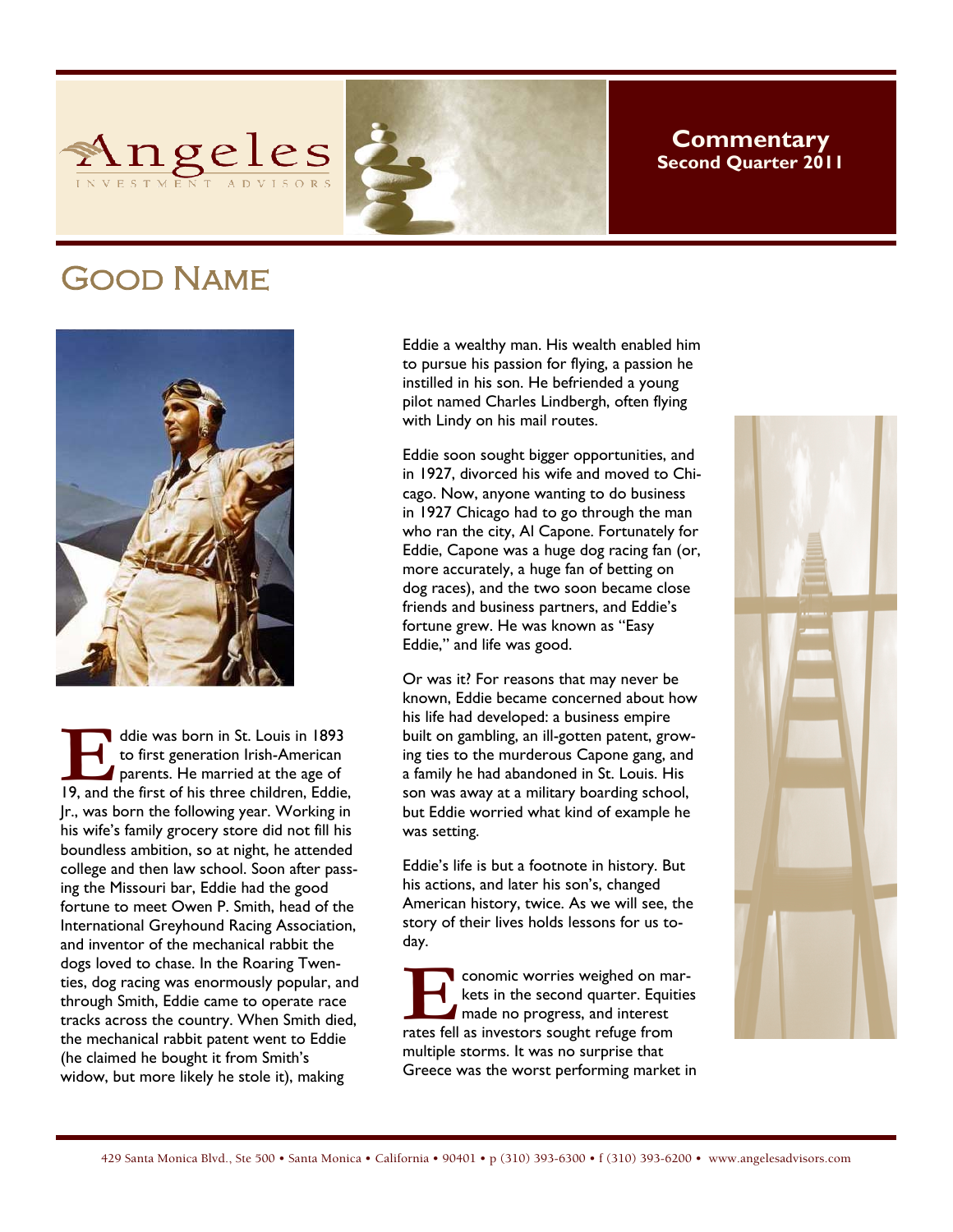# Angeles Investment Advisors

**Commentary**
**Second Quarter 2011**

## Good Name

Eddie was born in St. Louis in 1893 to first generation Irish-American parents. He married at the age of 19, and the first of his three children, Eddie, Jr., was born the following year. Working in his wife's family grocery store did not fill his boundless ambition, so at night, he attended college and then law school. Soon after passing the Missouri bar, Eddie had the good fortune to meet Owen P. Smith, head of the International Greyhound Racing Association, and inventor of the mechanical rabbit the dogs loved to chase. In the Roaring Twenties, dog racing was enormously popular, and through Smith, Eddie came to operate race tracks across the country. When Smith died, the mechanical rabbit patent went to Eddie (he claimed he bought it from Smith's widow, but more likely he stole it), making Eddie a wealthy man. His wealth enabled him to pursue his passion for flying, a passion he instilled in his son. He befriended a young pilot named Charles Lindbergh, often flying with Lindy on his mail routes.

Eddie soon sought bigger opportunities, and in 1927, divorced his wife and moved to Chicago. Now, anyone wanting to do business in 1927 Chicago had to go through the man who ran the city, Al Capone. Fortunately for Eddie, Capone was a huge dog racing fan (or, more accurately, a huge fan of betting on dog races), and the two soon became close friends and business partners, and Eddie's fortune grew. He was known as "Easy Eddie," and life was good.

Or was it? For reasons that may never be known, Eddie became concerned about how his life had developed: a business empire built on gambling, an ill-gotten patent, growing ties to the murderous Capone gang, and a family he had abandoned in St. Louis. His son was away at a military boarding school, but Eddie worried what kind of example he was setting.

Eddie's life is but a footnote in history. But his actions, and later his son's, changed American history, twice. As we will see, the story of their lives holds lessons for us today.

Economic worries weighed on markets in the second quarter. Equities made no progress, and interest rates fell as investors sought refuge from multiple storms. It was no surprise that Greece was the worst performing market in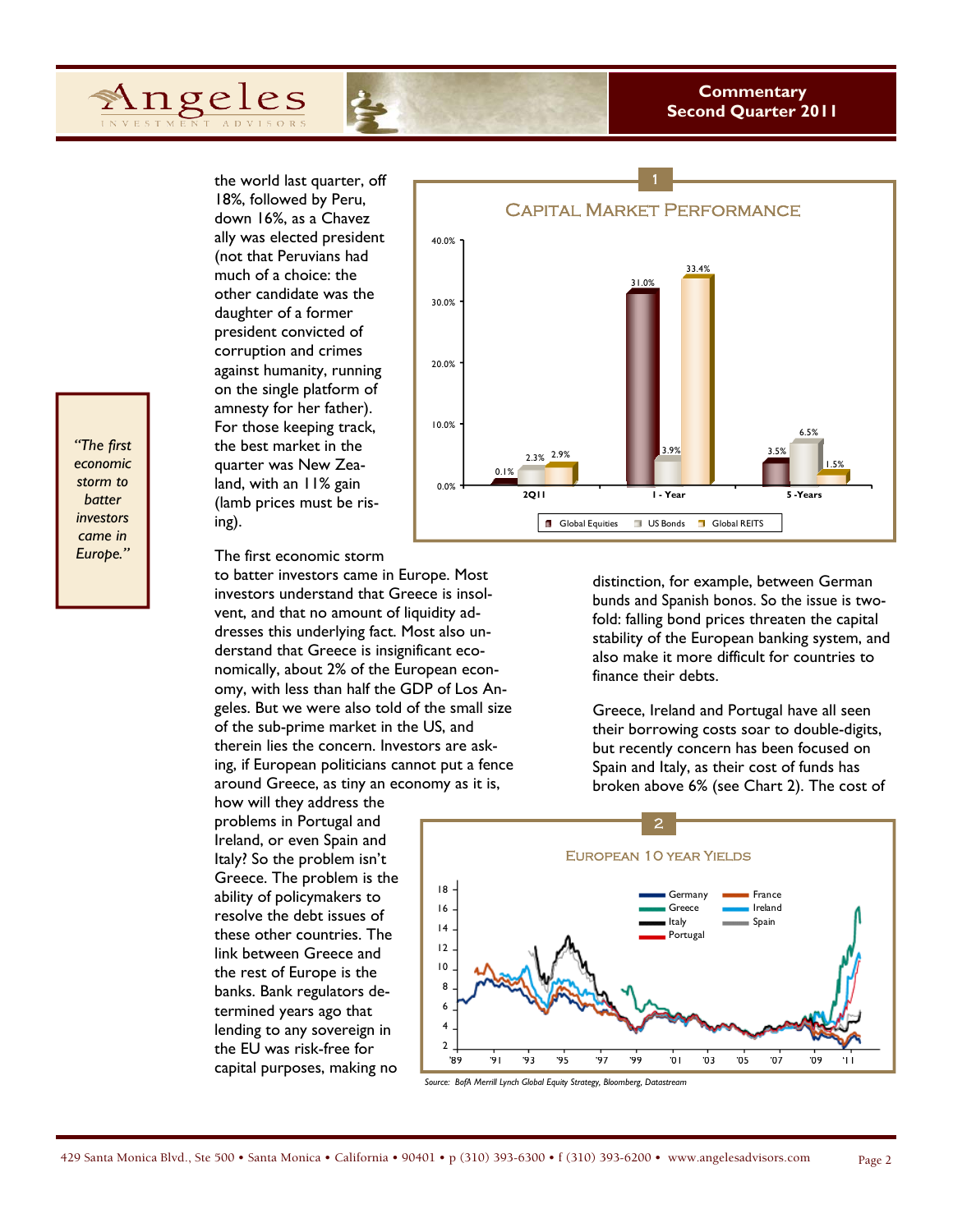the world last quarter, off 18%, followed by Peru, down 16%, as a Chavez ally was elected president (not that Peruvians had much of a choice: the other candidate was the daughter of a former president convicted of corruption and crimes against humanity, running on the single platform of amnesty for her father). For those keeping track, the best market in the quarter was New Zealand, with an 11% gain (lamb prices must be rising).

**1**

**Capital Market Performance**

| | Global Equities | US Bonds | Global REITS |
|---|---|---|---|
| 2Q11 | 0.1% | 2.3% | 2.9% |
| 1 - Year | 31.0% | 3.9% | 33.4% |
| 5 -Years | 3.5% | 6.5% | 1.5% |

> *"The first economic storm to batter investors came in Europe."*

The first economic storm to batter investors came in Europe. Most investors understand that Greece is insolvent, and that no amount of liquidity addresses this underlying fact. Most also understand that Greece is insignificant economically, about 2% of the European economy, with less than half the GDP of Los Angeles. But we were also told of the small size of the sub-prime market in the US, and therein lies the concern. Investors are asking, if European politicians cannot put a fence around Greece, as tiny an economy as it is, how will they address the problems in Portugal and Ireland, or even Spain and Italy? So the problem isn't Greece. The problem is the ability of policymakers to resolve the debt issues of these other countries. The link between Greece and the rest of Europe is the banks. Bank regulators determined years ago that lending to any sovereign in the EU was risk-free for capital purposes, making no distinction, for example, between German bunds and Spanish bonos. So the issue is two-fold: falling bond prices threaten the capital stability of the European banking system, and also make it more difficult for countries to finance their debts.

Greece, Ireland and Portugal have all seen their borrowing costs soar to double-digits, but recently concern has been focused on Spain and Italy, as their cost of funds has broken above 6% (see Chart 2). The cost of

**2**

**European 10 Year Yields**

(Chart: Germany, France, Greece, Ireland, Italy, Spain, Portugal; '89–'11)

*Source: BofA Merrill Lynch Global Equity Strategy, Bloomberg, Datastream*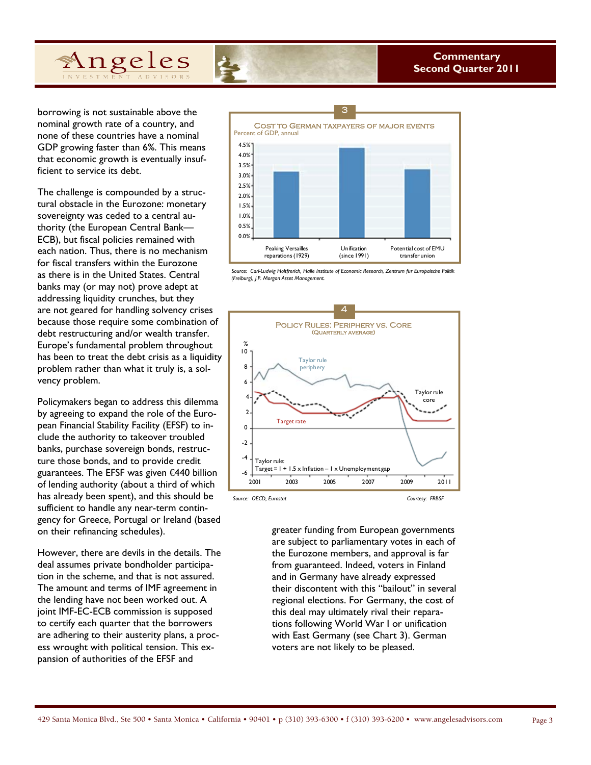borrowing is not sustainable above the nominal growth rate of a country, and none of these countries have a nominal GDP growing faster than 6%. This means that economic growth is eventually insufficient to service its debt.

The challenge is compounded by a structural obstacle in the Eurozone: monetary sovereignty was ceded to a central authority (the European Central Bank—ECB), but fiscal policies remained with each nation. Thus, there is no mechanism for fiscal transfers within the Eurozone as there is in the United States. Central banks may (or may not) prove adept at addressing liquidity crunches, but they are not geared for handling solvency crises because those require some combination of debt restructuring and/or wealth transfer. Europe's fundamental problem throughout has been to treat the debt crisis as a liquidity problem rather than what it truly is, a solvency problem.

Policymakers began to address this dilemma by agreeing to expand the role of the European Financial Stability Facility (EFSF) to include the authority to takeover troubled banks, purchase sovereign bonds, restructure those bonds, and to provide credit guarantees. The EFSF was given €440 billion of lending authority (about a third of which has already been spent), and this should be sufficient to handle any near-term contingency for Greece, Portugal or Ireland (based on their refinancing schedules).

However, there are devils in the details. The deal assumes private bondholder participation in the scheme, and that is not assured. The amount and terms of IMF agreement in the lending have not been worked out. A joint IMF-EC-ECB commission is supposed to certify each quarter that the borrowers are adhering to their austerity plans, a process wrought with political tension. This expansion of authorities of the EFSF and greater funding from European governments are subject to parliamentary votes in each of the Eurozone members, and approval is far from guaranteed. Indeed, voters in Finland and in Germany have already expressed their discontent with this "bailout" in several regional elections. For Germany, the cost of this deal may ultimately rival their reparations following World War I or unification with East Germany (see Chart 3). German voters are not likely to be pleased.

**3**

**Cost to German Taxpayers of Major Events**
Percent of GDP, annual

| Event | Percent of GDP |
|---|---|
| Peaking Versailles reparations (1929) | ~3.2% |
| Unification (since 1991) | ~4.4% |
| Potential cost of EMU transfer union | ~3.3% |

*Source: Carl-Ludwig Holtfrerich, Halle Institute of Economic Research, Zentrum fur Europaische Politik (Freiburg), J.P. Morgan Asset Management.*

**4**

**Policy Rules: Periphery vs. Core**
(Quarterly Average)

Taylor rule periphery; Taylor rule core; Target rate

Taylor rule:
Target = 1 + 1.5 x Inflation – 1 x Unemployment gap

*Source: OECD, Eurostat* *Courtesy: FRBSF*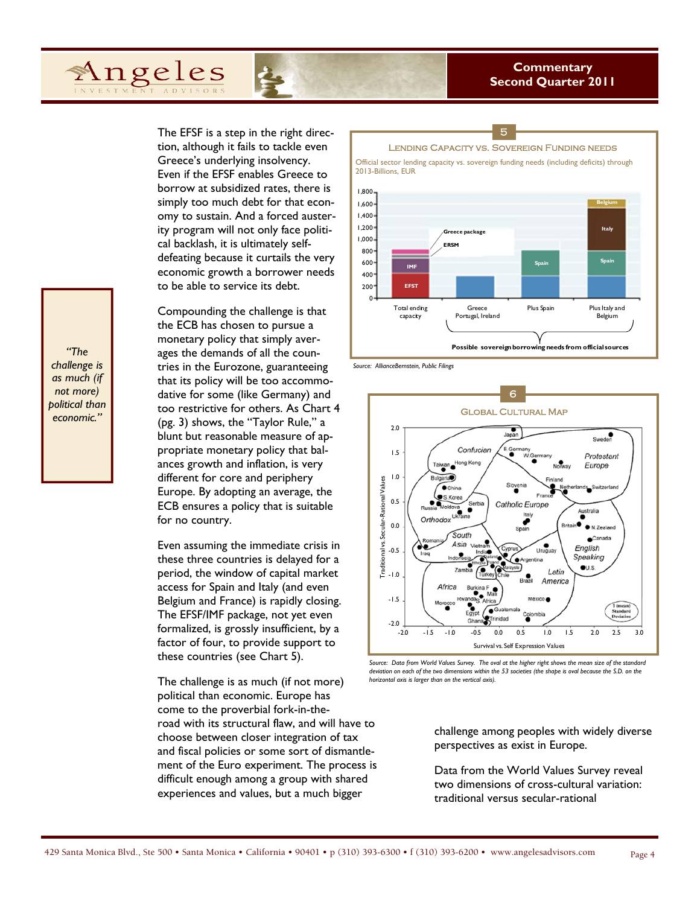The EFSF is a step in the right direction, although it fails to tackle even Greece's underlying insolvency. Even if the EFSF enables Greece to borrow at subsidized rates, there is simply too much debt for that economy to sustain. And a forced austerity program will not only face political backlash, it is ultimately self-defeating because it curtails the very economic growth a borrower needs to be able to service its debt.

Compounding the challenge is that the ECB has chosen to pursue a monetary policy that simply averages the demands of all the countries in the Eurozone, guaranteeing that its policy will be too accommodative for some (like Germany) and too restrictive for others. As Chart 4 (pg. 3) shows, the "Taylor Rule," a blunt but reasonable measure of appropriate monetary policy that balances growth and inflation, is very different for core and periphery Europe. By adopting an average, the ECB ensures a policy that is suitable for no country.

Even assuming the immediate crisis in these three countries is delayed for a period, the window of capital market access for Spain and Italy (and even Belgium and France) is rapidly closing. The EFSF/IMF package, not yet even formalized, is grossly insufficient, by a factor of four, to provide support to these countries (see Chart 5).

*"The challenge is as much (if not more) political than economic."*

The challenge is as much (if not more) political than economic. Europe has come to the proverbial fork-in-the-road with its structural flaw, and will have to choose between closer integration of tax and fiscal policies or some sort of dismantlement of the Euro experiment. The process is difficult enough among a group with shared experiences and values, but a much bigger challenge among peoples with widely diverse perspectives as exist in Europe.

Data from the World Values Survey reveal two dimensions of cross-cultural variation: traditional versus secular-rational

**5 — Lending Capacity vs. Sovereign Funding Needs**

Official sector lending capacity vs. sovereign funding needs (including deficits) through 2013-Billions, EUR

Source: AllianceBernstein, Public Filings

**6 — Global Cultural Map**

Source: Data from World Values Survey. The oval at the higher right shows the mean size of the standard deviation on each of the two dimensions within the 53 societies (the shape is oval because the S.D. on the horizontal axis is larger than on the vertical axis).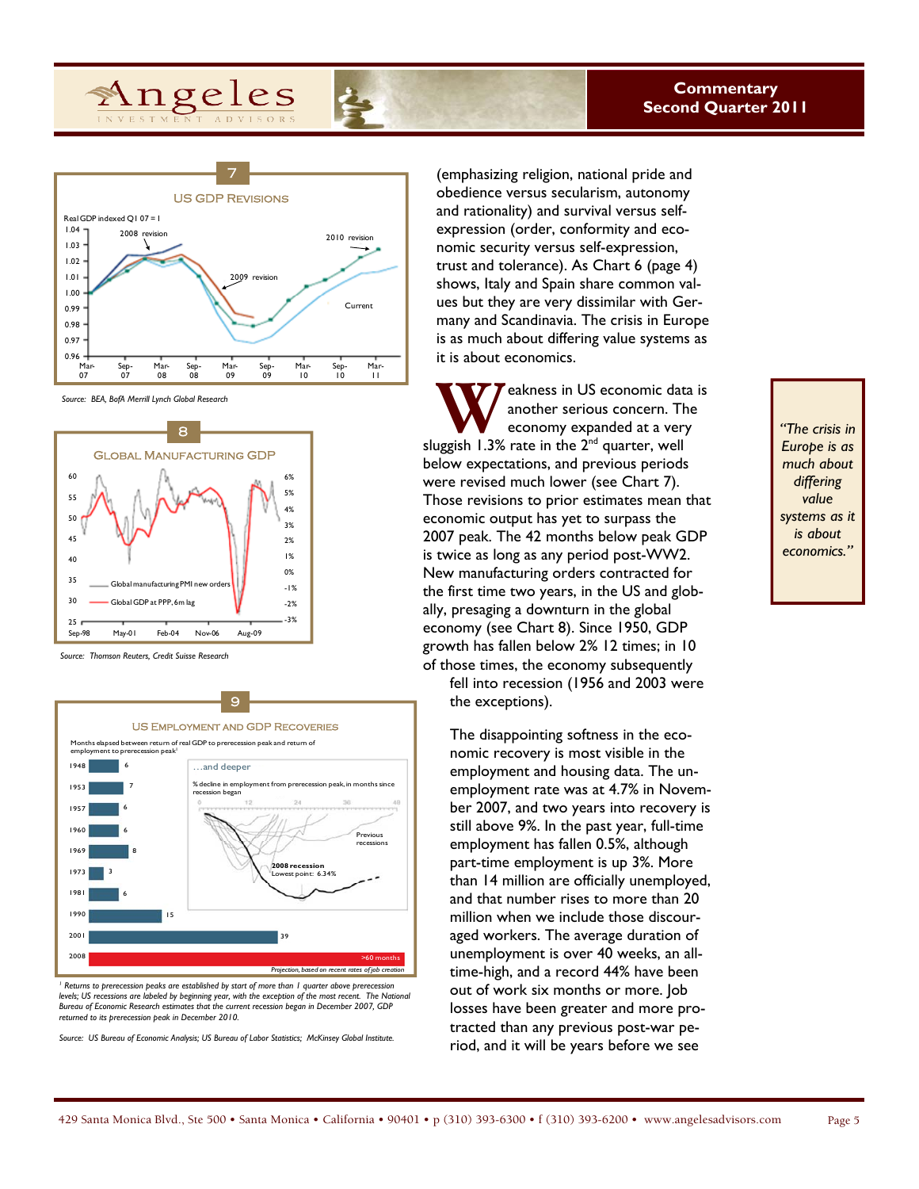**7**

**US GDP REVISIONS**

Source: BEA, BofA Merrill Lynch Global Research

**8**

**GLOBAL MANUFACTURING GDP**

Source: Thomson Reuters, Credit Suisse Research

**9**

**US EMPLOYMENT AND GDP RECOVERIES**

Months elapsed between return of real GDP to prerecession peak and return of employment to prerecession peak[1]

| Year | Months |
|---|---|
| 1948 | 6 |
| 1953 | 7 |
| 1957 | 6 |
| 1960 | 6 |
| 1969 | 8 |
| 1973 | 3 |
| 1981 | 6 |
| 1990 | 15 |
| 2001 | 39 |
| 2008 | >60 months |

Projection, based on recent rates of job creation

…and deeper

% decline in employment from prerecession peak, in months since recession began

[1] Returns to prerecession peaks are established by start of more than 1 quarter above prerecession levels; US recessions are labeled by beginning year, with the exception of the most recent. The National Bureau of Economic Research estimates that the current recession began in December 2007, GDP returned to its prerecession peak in December 2010.

Source: US Bureau of Economic Analysis; US Bureau of Labor Statistics; McKinsey Global Institute.

(emphasizing religion, national pride and obedience versus secularism, autonomy and rationality) and survival versus self-expression (order, conformity and economic security versus self-expression, trust and tolerance). As Chart 6 (page 4) shows, Italy and Spain share common values but they are very dissimilar with Germany and Scandinavia. The crisis in Europe is as much about differing value systems as it is about economics.

> *"The crisis in Europe is as much about differing value systems as it is about economics."*

Weakness in US economic data is another serious concern. The economy expanded at a very sluggish 1.3% rate in the 2nd quarter, well below expectations, and previous periods were revised much lower (see Chart 7). Those revisions to prior estimates mean that economic output has yet to surpass the 2007 peak. The 42 months below peak GDP is twice as long as any period post-WW2. New manufacturing orders contracted for the first time two years, in the US and globally, presaging a downturn in the global economy (see Chart 8). Since 1950, GDP growth has fallen below 2% 12 times; in 10 of those times, the economy subsequently fell into recession (1956 and 2003 were the exceptions).

The disappointing softness in the economic recovery is most visible in the employment and housing data. The unemployment rate was at 4.7% in November 2007, and two years into recovery is still above 9%. In the past year, full-time employment has fallen 0.5%, although part-time employment is up 3%. More than 14 million are officially unemployed, and that number rises to more than 20 million when we include those discouraged workers. The average duration of unemployment is over 40 weeks, an all-time-high, and a record 44% have been out of work six months or more. Job losses have been greater and more protracted than any previous post-war period, and it will be years before we see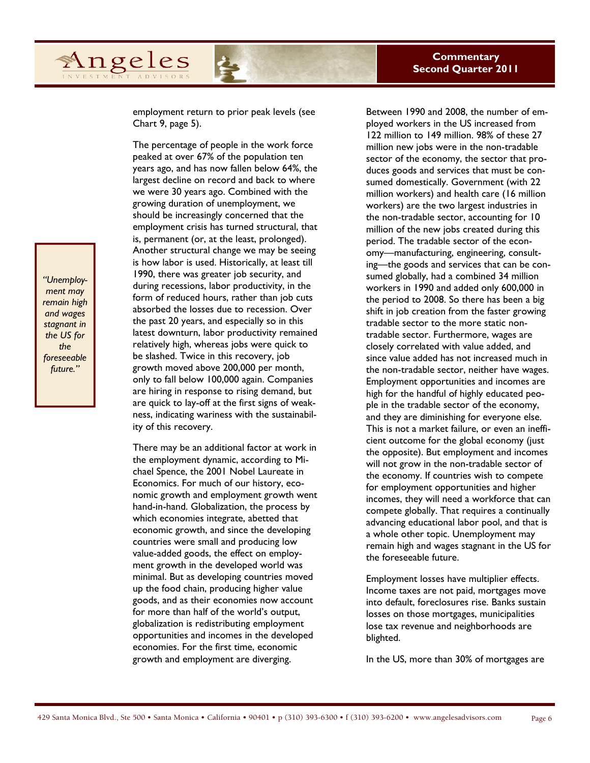employment return to prior peak levels (see Chart 9, page 5).

The percentage of people in the work force peaked at over 67% of the population ten years ago, and has now fallen below 64%, the largest decline on record and back to where we were 30 years ago. Combined with the growing duration of unemployment, we should be increasingly concerned that the employment crisis has turned structural, that is, permanent (or, at the least, prolonged). Another structural change we may be seeing is how labor is used. Historically, at least till 1990, there was greater job security, and during recessions, labor productivity, in the form of reduced hours, rather than job cuts absorbed the losses due to recession. Over the past 20 years, and especially so in this latest downturn, labor productivity remained relatively high, whereas jobs were quick to be slashed. Twice in this recovery, job growth moved above 200,000 per month, only to fall below 100,000 again. Companies are hiring in response to rising demand, but are quick to lay-off at the first signs of weakness, indicating wariness with the sustainability of this recovery.

> *"Unemployment may remain high and wages stagnant in the US for the foreseeable future."*

There may be an additional factor at work in the employment dynamic, according to Michael Spence, the 2001 Nobel Laureate in Economics. For much of our history, economic growth and employment growth went hand-in-hand. Globalization, the process by which economies integrate, abetted that economic growth, and since the developing countries were small and producing low value-added goods, the effect on employment growth in the developed world was minimal. But as developing countries moved up the food chain, producing higher value goods, and as their economies now account for more than half of the world's output, globalization is redistributing employment opportunities and incomes in the developed economies. For the first time, economic growth and employment are diverging.

Between 1990 and 2008, the number of employed workers in the US increased from 122 million to 149 million. 98% of these 27 million new jobs were in the non-tradable sector of the economy, the sector that produces goods and services that must be consumed domestically. Government (with 22 million workers) and health care (16 million workers) are the two largest industries in the non-tradable sector, accounting for 10 million of the new jobs created during this period. The tradable sector of the economy—manufacturing, engineering, consulting—the goods and services that can be consumed globally, had a combined 34 million workers in 1990 and added only 600,000 in the period to 2008. So there has been a big shift in job creation from the faster growing tradable sector to the more static non-tradable sector. Furthermore, wages are closely correlated with value added, and since value added has not increased much in the non-tradable sector, neither have wages. Employment opportunities and incomes are high for the handful of highly educated people in the tradable sector of the economy, and they are diminishing for everyone else. This is not a market failure, or even an inefficient outcome for the global economy (just the opposite). But employment and incomes will not grow in the non-tradable sector of the economy. If countries wish to compete for employment opportunities and higher incomes, they will need a workforce that can compete globally. That requires a continually advancing educational labor pool, and that is a whole other topic. Unemployment may remain high and wages stagnant in the US for the foreseeable future.

Employment losses have multiplier effects. Income taxes are not paid, mortgages move into default, foreclosures rise. Banks sustain losses on those mortgages, municipalities lose tax revenue and neighborhoods are blighted.

In the US, more than 30% of mortgages are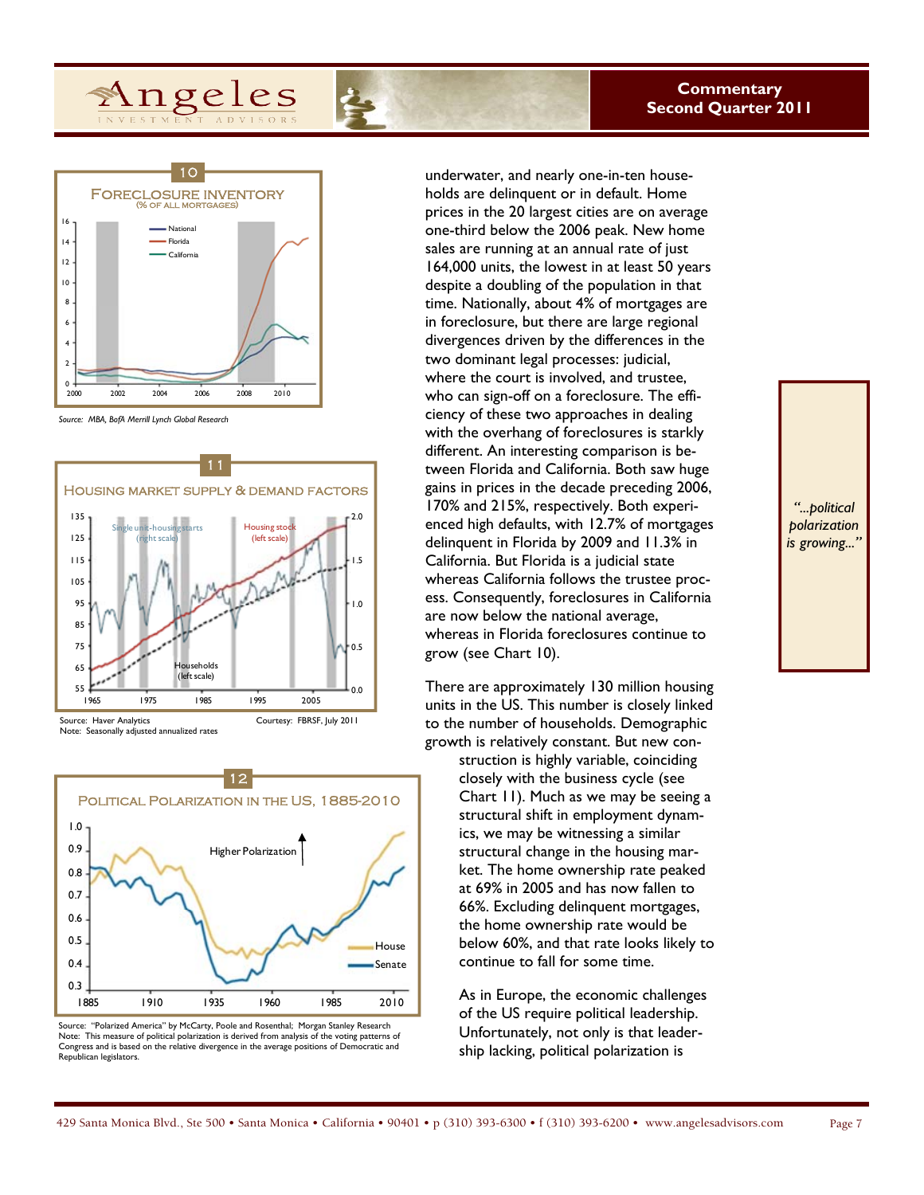**10**

**FORECLOSURE INVENTORY**
(% OF ALL MORTGAGES)

Source: MBA, BofA Merrill Lynch Global Research

**11**

**HOUSING MARKET SUPPLY & DEMAND FACTORS**

Source: Haver Analytics
Note: Seasonally adjusted annualized rates
Courtesy: FBRSF, July 2011

**12**

**POLITICAL POLARIZATION IN THE US, 1885-2010**

Source: "Polarized America" by McCarty, Poole and Rosenthal; Morgan Stanley Research
Note: This measure of political polarization is derived from analysis of the voting patterns of Congress and is based on the relative divergence in the average positions of Democratic and Republican legislators.

underwater, and nearly one-in-ten households are delinquent or in default. Home prices in the 20 largest cities are on average one-third below the 2006 peak. New home sales are running at an annual rate of just 164,000 units, the lowest in at least 50 years despite a doubling of the population in that time. Nationally, about 4% of mortgages are in foreclosure, but there are large regional divergences driven by the differences in the two dominant legal processes: judicial, where the court is involved, and trustee, who can sign-off on a foreclosure. The efficiency of these two approaches in dealing with the overhang of foreclosures is starkly different. An interesting comparison is between Florida and California. Both saw huge gains in prices in the decade preceding 2006, 170% and 215%, respectively. Both experienced high defaults, with 12.7% of mortgages delinquent in Florida by 2009 and 11.3% in California. But Florida is a judicial state whereas California follows the trustee process. Consequently, foreclosures in California are now below the national average, whereas in Florida foreclosures continue to grow (see Chart 10).

There are approximately 130 million housing units in the US. This number is closely linked to the number of households. Demographic growth is relatively constant. But new construction is highly variable, coinciding closely with the business cycle (see Chart 11). Much as we may be seeing a structural shift in employment dynamics, we may be witnessing a similar structural change in the housing market. The home ownership rate peaked at 69% in 2005 and has now fallen to 66%. Excluding delinquent mortgages, the home ownership rate would be below 60%, and that rate looks likely to continue to fall for some time.

As in Europe, the economic challenges of the US require political leadership. Unfortunately, not only is that leadership lacking, political polarization is

> *"...political polarization is growing..."*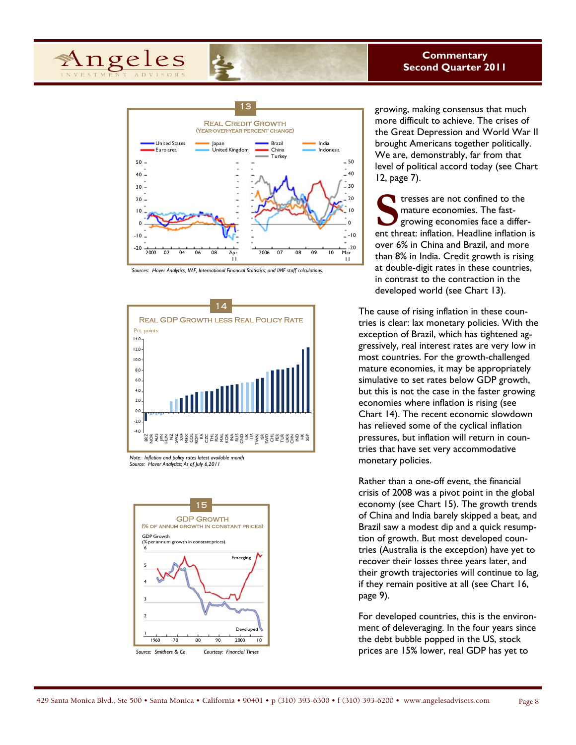**13**

**Real Credit Growth**
(Year-over-year percent change)

Sources: Haver Analytics, IMF, International Financial Statistics; and IMF staff calculations.

**14**

**Real GDP Growth Less Real Policy Rate**

Note: Inflation and policy rates latest available month
Source: Haver Analytics; As of July 6,2011

**15**

**GDP Growth**
(% of annum growth in constant prices)

Source: Smithers & Co Courtesy: Financial Times

growing, making consensus that much more difficult to achieve. The crises of the Great Depression and World War II brought Americans together politically. We are, demonstrably, far from that level of political accord today (see Chart 12, page 7).

Stresses are not confined to the mature economies. The fast-growing economies face a different threat: inflation. Headline inflation is over 6% in China and Brazil, and more than 8% in India. Credit growth is rising at double-digit rates in these countries, in contrast to the contraction in the developed world (see Chart 13).

The cause of rising inflation in these countries is clear: lax monetary policies. With the exception of Brazil, which has tightened aggressively, real interest rates are very low in most countries. For the growth-challenged mature economies, it may be appropriately simulative to set rates below GDP growth, but this is not the case in the faster growing economies where inflation is rising (see Chart 14). The recent economic slowdown has relieved some of the cyclical inflation pressures, but inflation will return in countries that have set very accommodative monetary policies.

Rather than a one-off event, the financial crisis of 2008 was a pivot point in the global economy (see Chart 15). The growth trends of China and India barely skipped a beat, and Brazil saw a modest dip and a quick resumption of growth. But most developed countries (Australia is the exception) have yet to recover their losses three years later, and their growth trajectories will continue to lag, if they remain positive at all (see Chart 16, page 9).

For developed countries, this is the environment of deleveraging. In the four years since the debt bubble popped in the US, stock prices are 15% lower, real GDP has yet to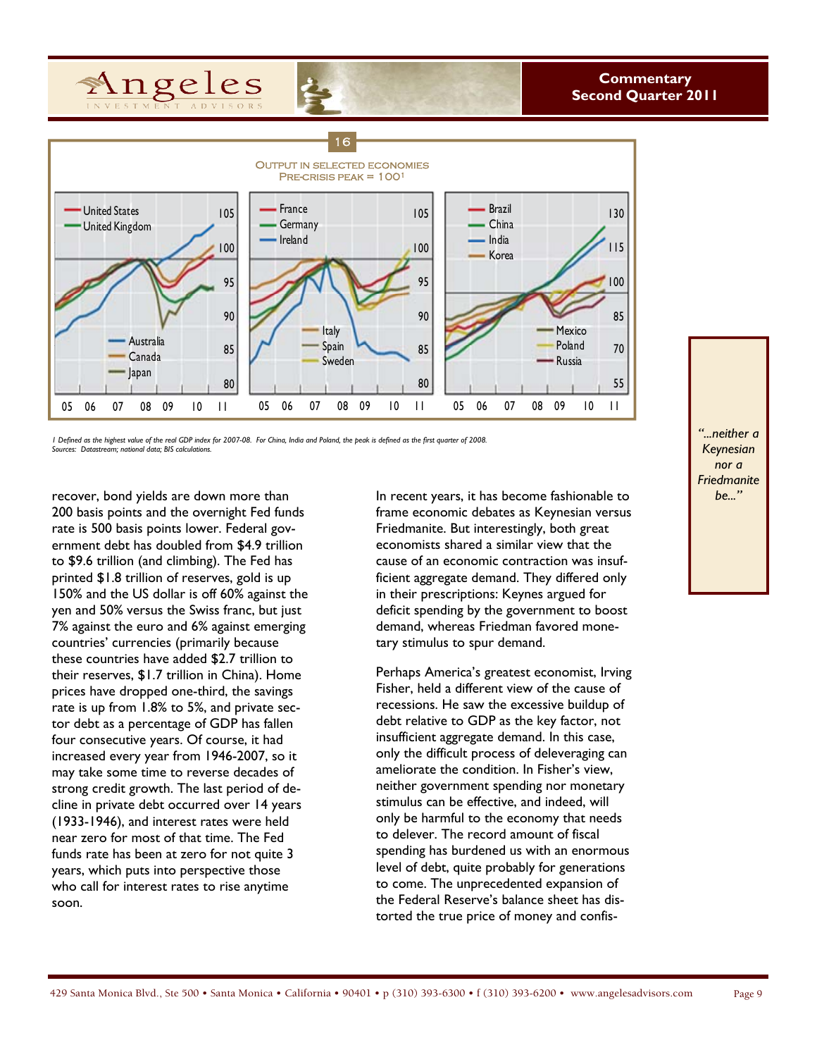16

**Output in selected economies**
**Pre-crisis peak = 100[1]**

1 Defined as the highest value of the real GDP index for 2007-08. For China, India and Poland, the peak is defined as the first quarter of 2008.
Sources: Datastream; national data; BIS calculations.

recover, bond yields are down more than 200 basis points and the overnight Fed funds rate is 500 basis points lower. Federal government debt has doubled from $4.9 trillion to $9.6 trillion (and climbing). The Fed has printed $1.8 trillion of reserves, gold is up 150% and the US dollar is off 60% against the yen and 50% versus the Swiss franc, but just 7% against the euro and 6% against emerging countries' currencies (primarily because these countries have added $2.7 trillion to their reserves, $1.7 trillion in China). Home prices have dropped one-third, the savings rate is up from 1.8% to 5%, and private sector debt as a percentage of GDP has fallen four consecutive years. Of course, it had increased every year from 1946-2007, so it may take some time to reverse decades of strong credit growth. The last period of decline in private debt occurred over 14 years (1933-1946), and interest rates were held near zero for most of that time. The Fed funds rate has been at zero for not quite 3 years, which puts into perspective those who call for interest rates to rise anytime soon.

In recent years, it has become fashionable to frame economic debates as Keynesian versus Friedmanite. But interestingly, both great economists shared a similar view that the cause of an economic contraction was insufficient aggregate demand. They differed only in their prescriptions: Keynes argued for deficit spending by the government to boost demand, whereas Friedman favored monetary stimulus to spur demand.

Perhaps America's greatest economist, Irving Fisher, held a different view of the cause of recessions. He saw the excessive buildup of debt relative to GDP as the key factor, not insufficient aggregate demand. In this case, only the difficult process of deleveraging can ameliorate the condition. In Fisher's view, neither government spending nor monetary stimulus can be effective, and indeed, will only be harmful to the economy that needs to delever. The record amount of fiscal spending has burdened us with an enormous level of debt, quite probably for generations to come. The unprecedented expansion of the Federal Reserve's balance sheet has distorted the true price of money and confis-

*"...neither a Keynesian nor a Friedmanite be..."*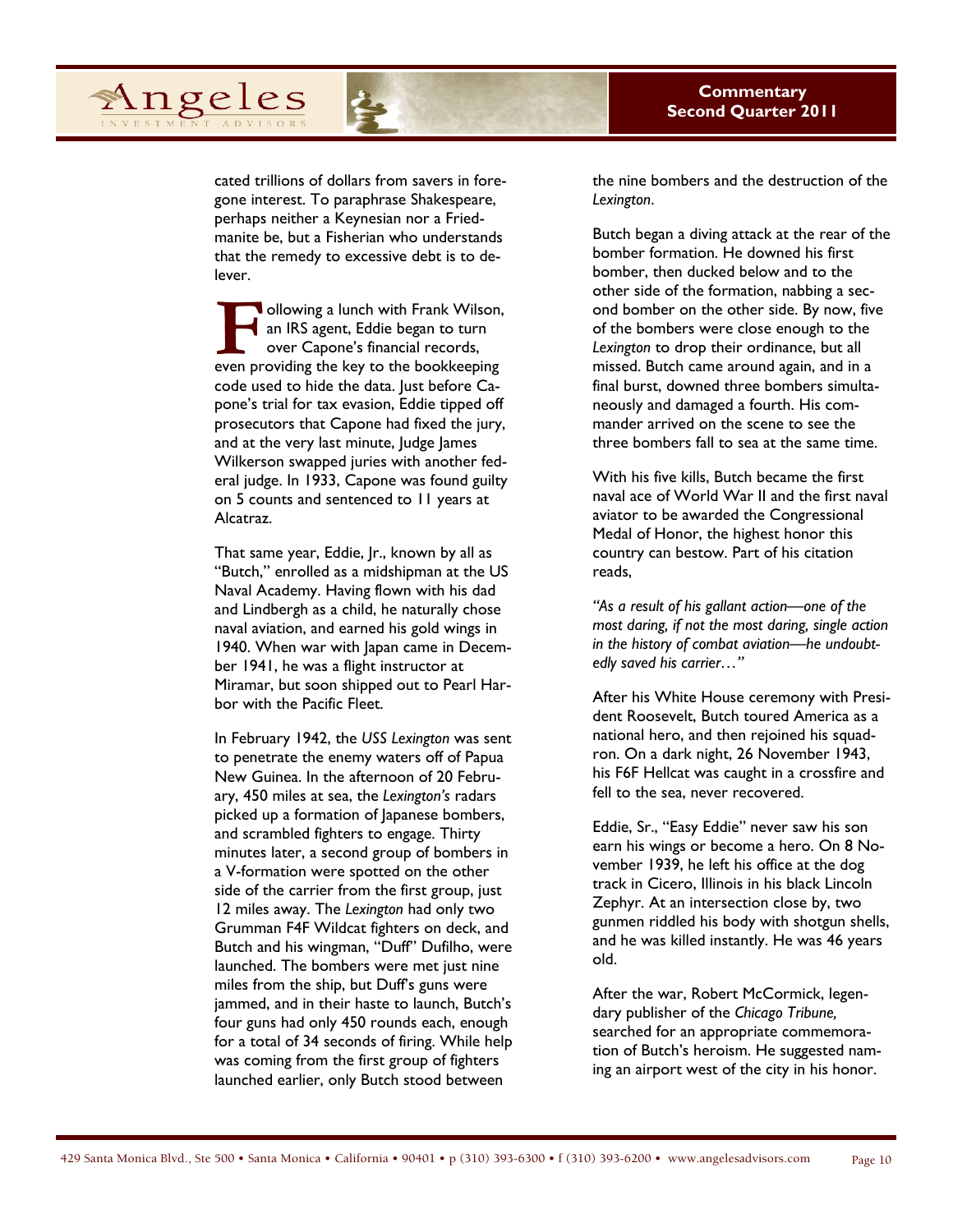cated trillions of dollars from savers in foregone interest. To paraphrase Shakespeare, perhaps neither a Keynesian nor a Friedmanite be, but a Fisherian who understands that the remedy to excessive debt is to delever.

Following a lunch with Frank Wilson, an IRS agent, Eddie began to turn over Capone's financial records, even providing the key to the bookkeeping code used to hide the data. Just before Capone's trial for tax evasion, Eddie tipped off prosecutors that Capone had fixed the jury, and at the very last minute, Judge James Wilkerson swapped juries with another federal judge. In 1933, Capone was found guilty on 5 counts and sentenced to 11 years at Alcatraz.

That same year, Eddie, Jr., known by all as "Butch," enrolled as a midshipman at the US Naval Academy. Having flown with his dad and Lindbergh as a child, he naturally chose naval aviation, and earned his gold wings in 1940. When war with Japan came in December 1941, he was a flight instructor at Miramar, but soon shipped out to Pearl Harbor with the Pacific Fleet.

In February 1942, the *USS Lexington* was sent to penetrate the enemy waters off of Papua New Guinea. In the afternoon of 20 February, 450 miles at sea, the *Lexington's* radars picked up a formation of Japanese bombers, and scrambled fighters to engage. Thirty minutes later, a second group of bombers in a V-formation were spotted on the other side of the carrier from the first group, just 12 miles away. The *Lexington* had only two Grumman F4F Wildcat fighters on deck, and Butch and his wingman, "Duff" Dufilho, were launched. The bombers were met just nine miles from the ship, but Duff's guns were jammed, and in their haste to launch, Butch's four guns had only 450 rounds each, enough for a total of 34 seconds of firing. While help was coming from the first group of fighters launched earlier, only Butch stood between the nine bombers and the destruction of the *Lexington*.

Butch began a diving attack at the rear of the bomber formation. He downed his first bomber, then ducked below and to the other side of the formation, nabbing a second bomber on the other side. By now, five of the bombers were close enough to the *Lexington* to drop their ordinance, but all missed. Butch came around again, and in a final burst, downed three bombers simultaneously and damaged a fourth. His commander arrived on the scene to see the three bombers fall to sea at the same time.

With his five kills, Butch became the first naval ace of World War II and the first naval aviator to be awarded the Congressional Medal of Honor, the highest honor this country can bestow. Part of his citation reads,

*"As a result of his gallant action—one of the most daring, if not the most daring, single action in the history of combat aviation—he undoubtedly saved his carrier…"*

After his White House ceremony with President Roosevelt, Butch toured America as a national hero, and then rejoined his squadron. On a dark night, 26 November 1943, his F6F Hellcat was caught in a crossfire and fell to the sea, never recovered.

Eddie, Sr., "Easy Eddie" never saw his son earn his wings or become a hero. On 8 November 1939, he left his office at the dog track in Cicero, Illinois in his black Lincoln Zephyr. At an intersection close by, two gunmen riddled his body with shotgun shells, and he was killed instantly. He was 46 years old.

After the war, Robert McCormick, legendary publisher of the *Chicago Tribune,* searched for an appropriate commemoration of Butch's heroism. He suggested naming an airport west of the city in his honor.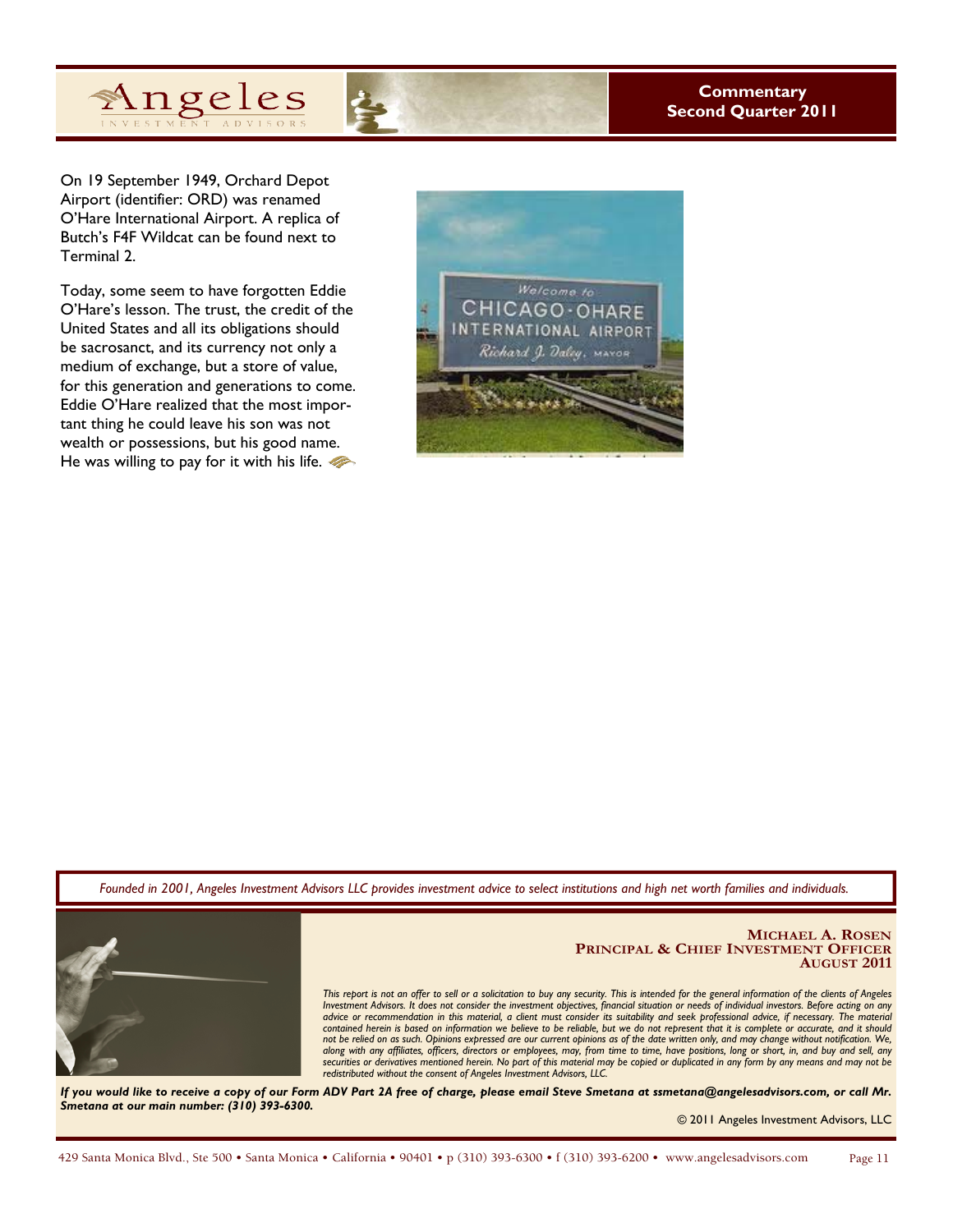On 19 September 1949, Orchard Depot Airport (identifier: ORD) was renamed O'Hare International Airport. A replica of Butch's F4F Wildcat can be found next to Terminal 2.

Today, some seem to have forgotten Eddie O'Hare's lesson. The trust, the credit of the United States and all its obligations should be sacrosanct, and its currency not only a medium of exchange, but a store of value, for this generation and generations to come. Eddie O'Hare realized that the most important thing he could leave his son was not wealth or possessions, but his good name. He was willing to pay for it with his life.

*Founded in 2001, Angeles Investment Advisors LLC provides investment advice to select institutions and high net worth families and individuals.*

**MICHAEL A. ROSEN**
**PRINCIPAL & CHIEF INVESTMENT OFFICER**
**AUGUST 2011**

*This report is not an offer to sell or a solicitation to buy any security. This is intended for the general information of the clients of Angeles Investment Advisors. It does not consider the investment objectives, financial situation or needs of individual investors. Before acting on any advice or recommendation in this material, a client must consider its suitability and seek professional advice, if necessary. The material contained herein is based on information we believe to be reliable, but we do not represent that it is complete or accurate, and it should not be relied on as such. Opinions expressed are our current opinions as of the date written only, and may change without notification. We, along with any affiliates, officers, directors or employees, may, from time to time, have positions, long or short, in, and buy and sell, any securities or derivatives mentioned herein. No part of this material may be copied or duplicated in any form by any means and may not be redistributed without the consent of Angeles Investment Advisors, LLC.*

***If you would like to receive a copy of our Form ADV Part 2A free of charge, please email Steve Smetana at ssmetana@angelesadvisors.com, or call Mr. Smetana at our main number: (310) 393-6300.***

© 2011 Angeles Investment Advisors, LLC